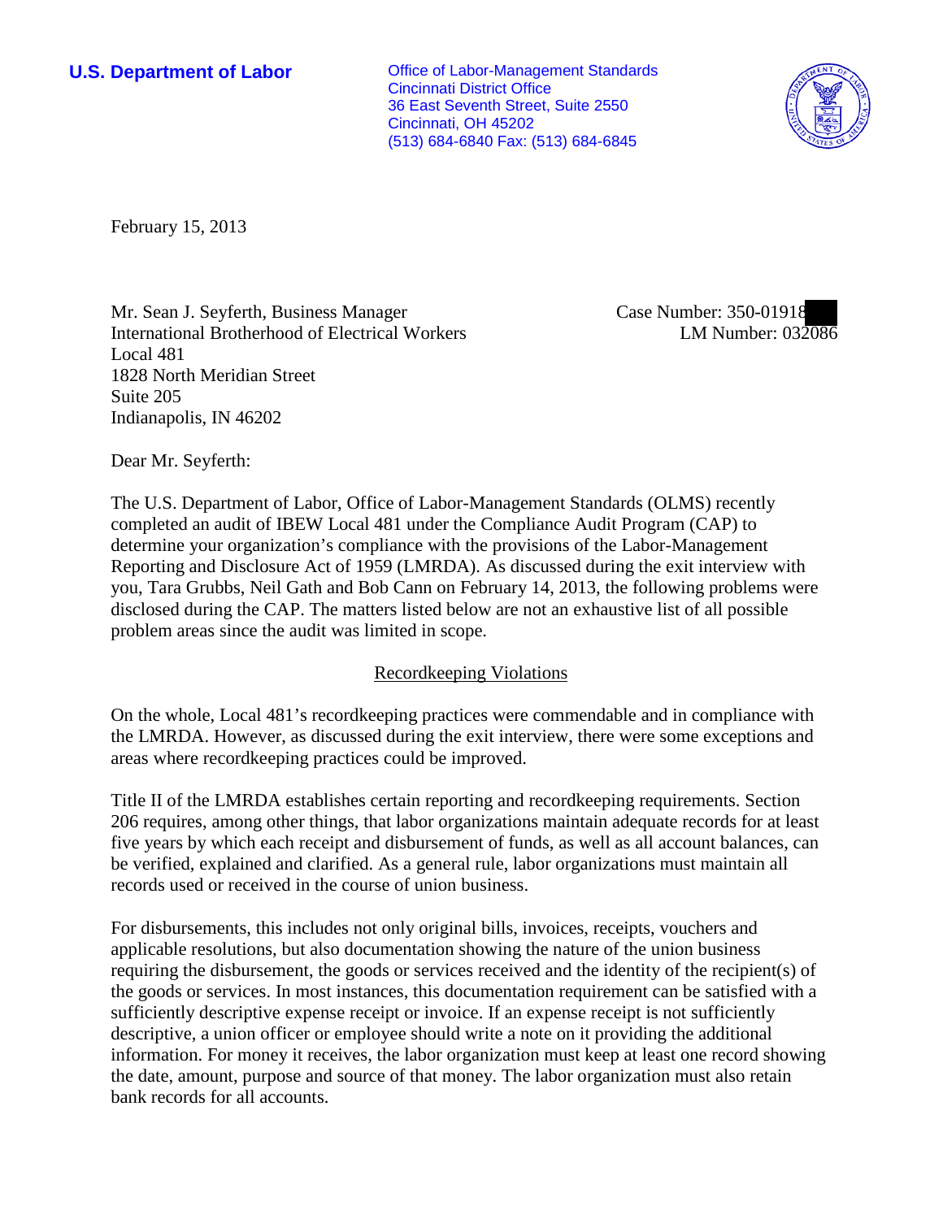**U.S. Department of Labor**

Office of Labor-Management Standards
Cincinnati District Office
36 East Seventh Street, Suite 2550
Cincinnati, OH 45202
(513) 684-6840 Fax: (513) 684-6845

February 15, 2013

Mr. Sean J. Seyferth, Business Manager
International Brotherhood of Electrical Workers
Local 481
1828 North Meridian Street
Suite 205
Indianapolis, IN 46202

Case Number: 350-01918
LM Number: 032086

Dear Mr. Seyferth:

The U.S. Department of Labor, Office of Labor-Management Standards (OLMS) recently completed an audit of IBEW Local 481 under the Compliance Audit Program (CAP) to determine your organization's compliance with the provisions of the Labor-Management Reporting and Disclosure Act of 1959 (LMRDA). As discussed during the exit interview with you, Tara Grubbs, Neil Gath and Bob Cann on February 14, 2013, the following problems were disclosed during the CAP. The matters listed below are not an exhaustive list of all possible problem areas since the audit was limited in scope.

## Recordkeeping Violations

On the whole, Local 481's recordkeeping practices were commendable and in compliance with the LMRDA. However, as discussed during the exit interview, there were some exceptions and areas where recordkeeping practices could be improved.

Title II of the LMRDA establishes certain reporting and recordkeeping requirements. Section 206 requires, among other things, that labor organizations maintain adequate records for at least five years by which each receipt and disbursement of funds, as well as all account balances, can be verified, explained and clarified. As a general rule, labor organizations must maintain all records used or received in the course of union business.

For disbursements, this includes not only original bills, invoices, receipts, vouchers and applicable resolutions, but also documentation showing the nature of the union business requiring the disbursement, the goods or services received and the identity of the recipient(s) of the goods or services. In most instances, this documentation requirement can be satisfied with a sufficiently descriptive expense receipt or invoice. If an expense receipt is not sufficiently descriptive, a union officer or employee should write a note on it providing the additional information. For money it receives, the labor organization must keep at least one record showing the date, amount, purpose and source of that money. The labor organization must also retain bank records for all accounts.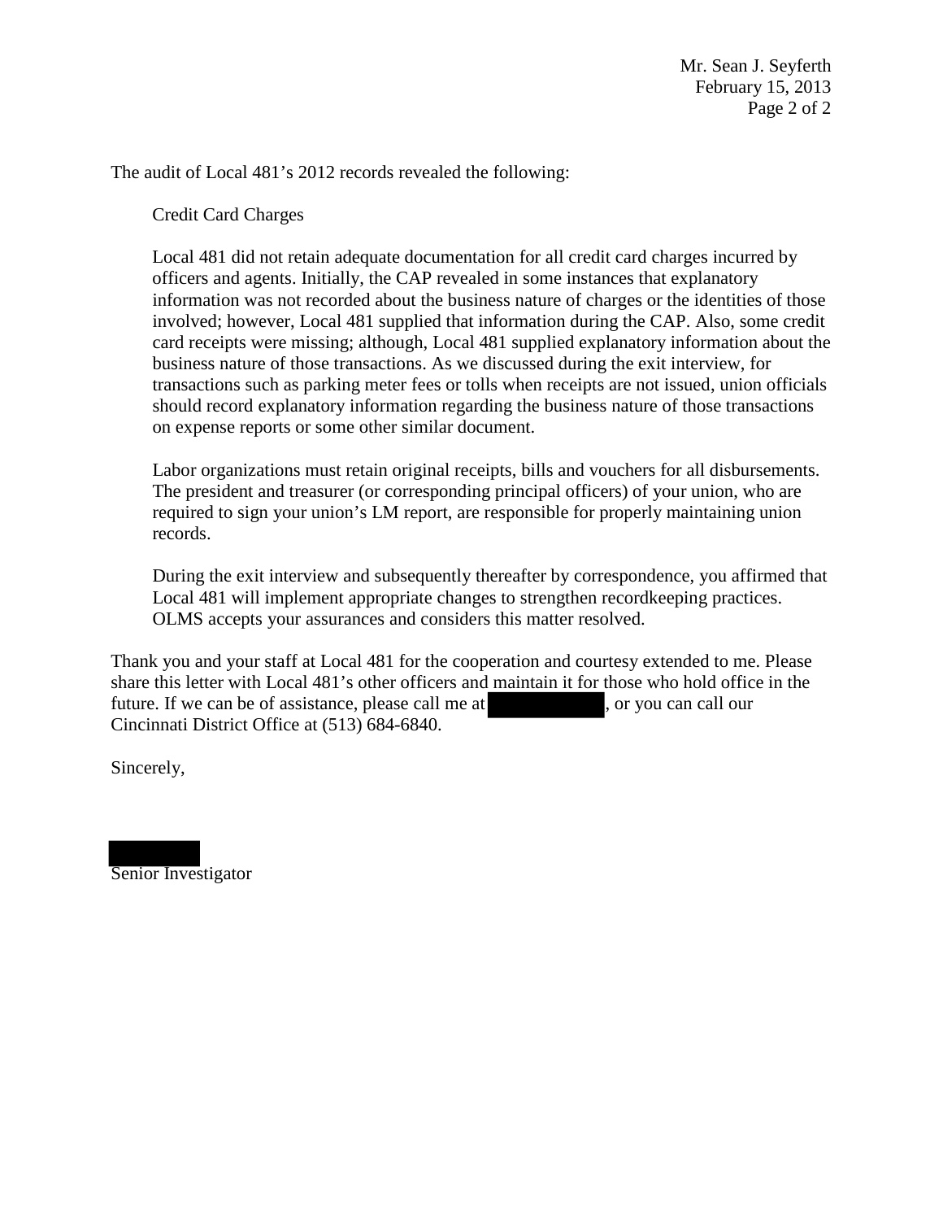The audit of Local 481's 2012 records revealed the following:

Credit Card Charges

Local 481 did not retain adequate documentation for all credit card charges incurred by officers and agents. Initially, the CAP revealed in some instances that explanatory information was not recorded about the business nature of charges or the identities of those involved; however, Local 481 supplied that information during the CAP. Also, some credit card receipts were missing; although, Local 481 supplied explanatory information about the business nature of those transactions. As we discussed during the exit interview, for transactions such as parking meter fees or tolls when receipts are not issued, union officials should record explanatory information regarding the business nature of those transactions on expense reports or some other similar document.

Labor organizations must retain original receipts, bills and vouchers for all disbursements. The president and treasurer (or corresponding principal officers) of your union, who are required to sign your union's LM report, are responsible for properly maintaining union records.

During the exit interview and subsequently thereafter by correspondence, you affirmed that Local 481 will implement appropriate changes to strengthen recordkeeping practices. OLMS accepts your assurances and considers this matter resolved.

Thank you and your staff at Local 481 for the cooperation and courtesy extended to me. Please share this letter with Local 481's other officers and maintain it for those who hold office in the future. If we can be of assistance, please call me at [REDACTED], or you can call our Cincinnati District Office at (513) 684-6840.

Sincerely,

[REDACTED]
Senior Investigator